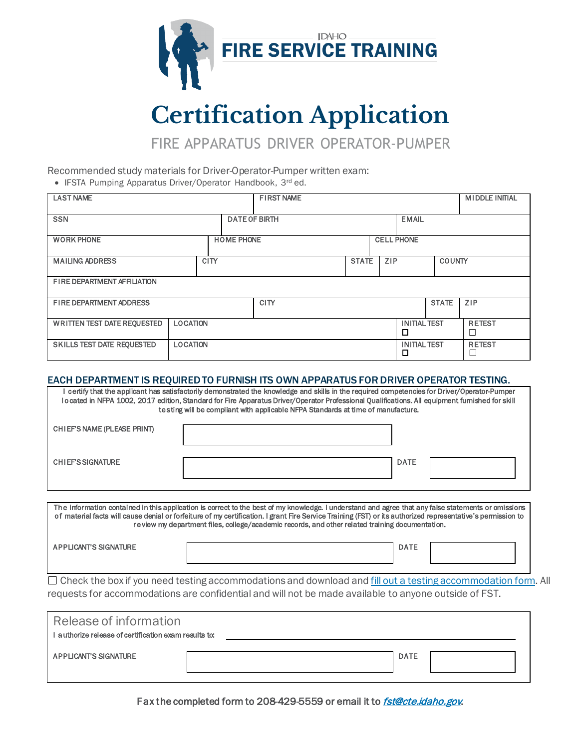IDAHO
**FIRE SERVICE TRAINING**

# Certification Application

## FIRE APPARATUS DRIVER OPERATOR-PUMPER

Recommended study materials for Driver-Operator-Pumper written exam:

- IFSTA Pumping Apparatus Driver/Operator Handbook, 3rd ed.

| | | | | | |
|---|---|---|---|---|---|
| LAST NAME | | FIRST NAME | | | MIDDLE INITIAL |
| SSN | | DATE OF BIRTH | | EMAIL | |
| WORK PHONE | | HOME PHONE | | CELL PHONE | |
| MAILING ADDRESS | CITY | | STATE | ZIP | COUNTY |
| FIRE DEPARTMENT AFFILIATION | | | | | |
| FIRE DEPARTMENT ADDRESS | | CITY | | STATE | ZIP |
| WRITTEN TEST DATE REQUESTED | LOCATION | | | INITIAL TEST ☐ | RETEST ☐ |
| SKILLS TEST DATE REQUESTED | LOCATION | | | INITIAL TEST ☐ | RETEST ☐ |

### EACH DEPARTMENT IS REQUIRED TO FURNISH ITS OWN APPARATUS FOR DRIVER OPERATOR TESTING.

I certify that the applicant has satisfactorily demonstrated the knowledge and skills in the required competencies for Driver/Operator-Pumper located in NFPA 1002, 2017 edition, Standard for Fire Apparatus Driver/Operator Professional Qualifications. All equipment furnished for skill testing will be compliant with applicable NFPA Standards at time of manufacture.

CHIEF'S NAME (PLEASE PRINT) ____________________

CHIEF'S SIGNATURE ____________________ DATE __________

The information contained in this application is correct to the best of my knowledge. I understand and agree that any false statements or omissions of material facts will cause denial or forfeiture of my certification. I grant Fire Service Training (FST) or its authorized representative's permission to review my department files, college/academic records, and other related training documentation.

APPLICANT'S SIGNATURE ____________________ DATE __________

☐ Check the box if you need testing accommodations and download and fill out a testing accommodation form. All requests for accommodations are confidential and will not be made available to anyone outside of FST.

## Release of information

I authorize release of certification exam results to: ____________________

APPLICANT'S SIGNATURE ____________________ DATE __________

Fax the completed form to 208-429-5559 or email it to *fst@cte.idaho.gov*.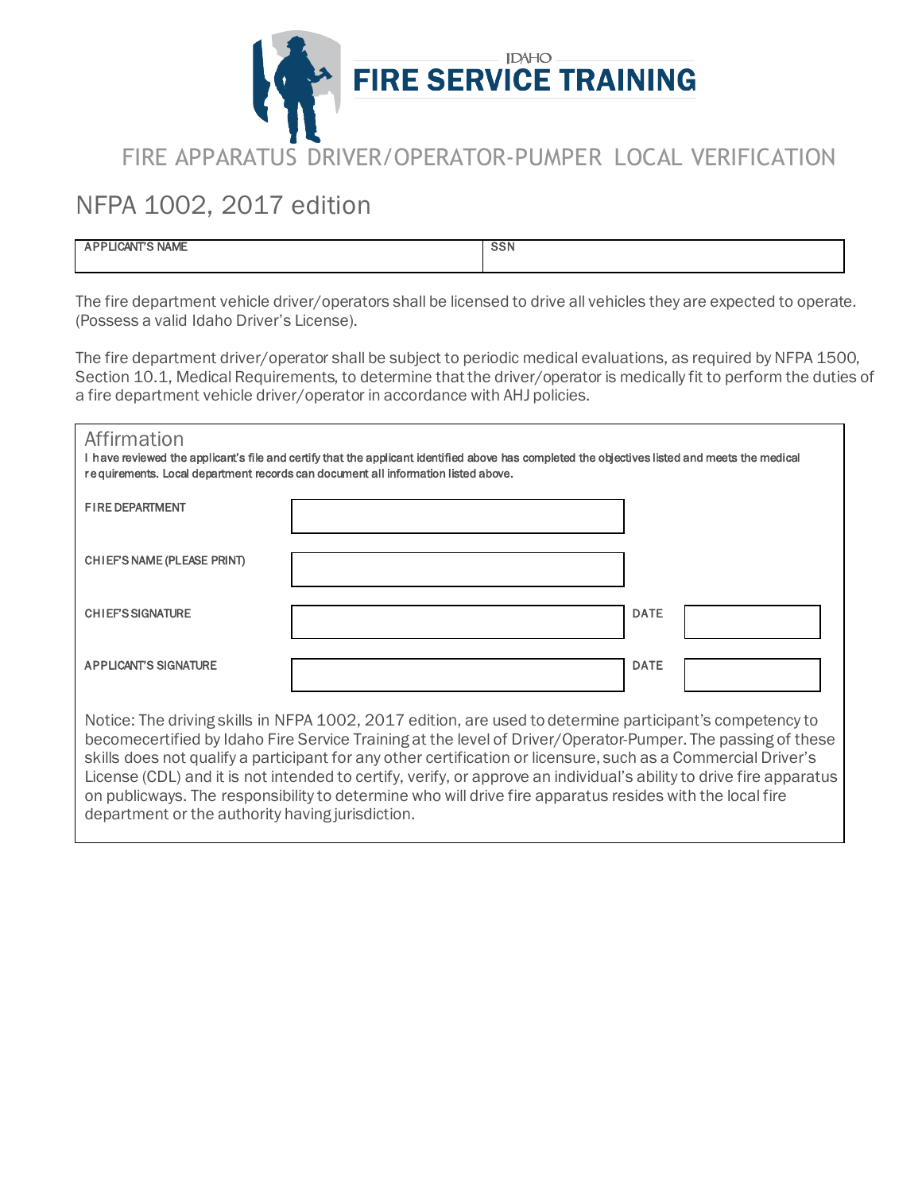IDAHO FIRE SERVICE TRAINING

# FIRE APPARATUS DRIVER/OPERATOR-PUMPER LOCAL VERIFICATION

## NFPA 1002, 2017 edition

| APPLICANT'S NAME | SSN |
|---|---|
| | |

The fire department vehicle driver/operators shall be licensed to drive all vehicles they are expected to operate. (Possess a valid Idaho Driver's License).

The fire department driver/operator shall be subject to periodic medical evaluations, as required by NFPA 1500, Section 10.1, Medical Requirements, to determine that the driver/operator is medically fit to perform the duties of a fire department vehicle driver/operator in accordance with AHJ policies.

## Affirmation

**I have reviewed the applicant's file and certify that the applicant identified above has completed the objectives listed and meets the medical requirements. Local department records can document all information listed above.**

| | | | |
|---|---|---|---|
| FIRE DEPARTMENT | | | |
| CHIEF'S NAME (PLEASE PRINT) | | | |
| CHIEF'S SIGNATURE | | DATE | |
| APPLICANT'S SIGNATURE | | DATE | |

Notice: The driving skills in NFPA 1002, 2017 edition, are used to determine participant's competency to becomecertified by Idaho Fire Service Training at the level of Driver/Operator-Pumper. The passing of these skills does not qualify a participant for any other certification or licensure, such as a Commercial Driver's License (CDL) and it is not intended to certify, verify, or approve an individual's ability to drive fire apparatus on publicways. The responsibility to determine who will drive fire apparatus resides with the local fire department or the authority having jurisdiction.